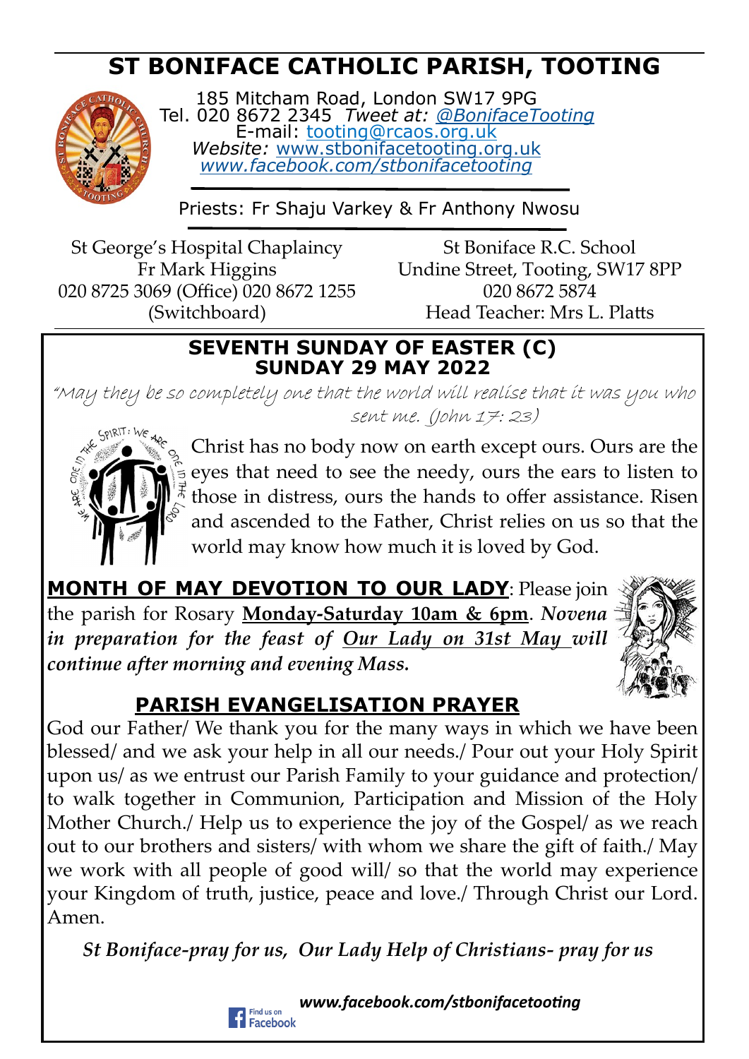# ST BONIFACE CATHOLIC PARISH, TOOTING

185 Mitcham Road, London SW17 9PG
Tel. 020 8672 2345 *Tweet at: @BonifaceTooting*
E-mail: tooting@rcaos.org.uk
*Website:* www.stbonifacetooting.org.uk
*www.facebook.com/stbonifacetooting*

Priests: Fr Shaju Varkey & Fr Anthony Nwosu

St George's Hospital Chaplaincy
Fr Mark Higgins
020 8725 3069 (Office) 020 8672 1255 (Switchboard)

St Boniface R.C. School
Undine Street, Tooting, SW17 8PP
020 8672 5874
Head Teacher: Mrs L. Platts

## SEVENTH SUNDAY OF EASTER (C)
## SUNDAY 29 MAY 2022

"May they be so completely one that the world will realise that it was you who sent me. (John 17: 23)

Christ has no body now on earth except ours. Ours are the eyes that need to see the needy, ours the ears to listen to those in distress, ours the hands to offer assistance. Risen and ascended to the Father, Christ relies on us so that the world may know how much it is loved by God.

**MONTH OF MAY DEVOTION TO OUR LADY**: Please join the parish for Rosary **Monday-Saturday 10am & 6pm**. ***Novena in preparation for the feast of Our Lady on 31st May will continue after morning and evening Mass.***

## PARISH EVANGELISATION PRAYER

God our Father/ We thank you for the many ways in which we have been blessed/ and we ask your help in all our needs./ Pour out your Holy Spirit upon us/ as we entrust our Parish Family to your guidance and protection/ to walk together in Communion, Participation and Mission of the Holy Mother Church./ Help us to experience the joy of the Gospel/ as we reach out to our brothers and sisters/ with whom we share the gift of faith./ May we work with all people of good will/ so that the world may experience your Kingdom of truth, justice, peace and love./ Through Christ our Lord. Amen.

*St Boniface-pray for us, Our Lady Help of Christians- pray for us*

Find us on Facebook ***www.facebook.com/stbonifacetooting***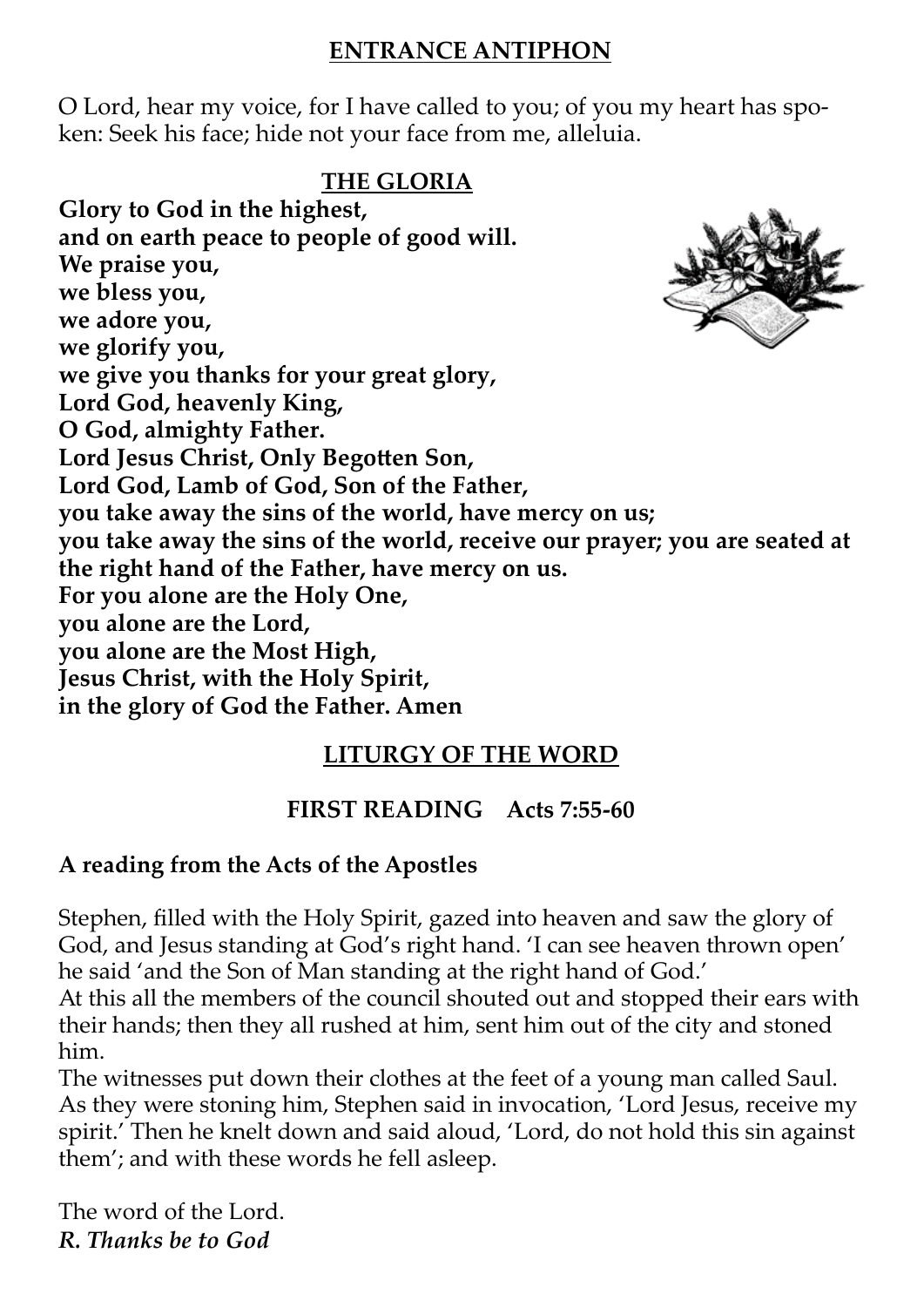## ENTRANCE ANTIPHON

O Lord, hear my voice, for I have called to you; of you my heart has spoken: Seek his face; hide not your face from me, alleluia.

## THE GLORIA

**Glory to God in the highest,**
**and on earth peace to people of good will.**
**We praise you,**
**we bless you,**
**we adore you,**
**we glorify you,**
**we give you thanks for your great glory,**
**Lord God, heavenly King,**
**O God, almighty Father.**
**Lord Jesus Christ, Only Begotten Son,**
**Lord God, Lamb of God, Son of the Father,**
**you take away the sins of the world, have mercy on us;**
**you take away the sins of the world, receive our prayer; you are seated at the right hand of the Father, have mercy on us.**
**For you alone are the Holy One,**
**you alone are the Lord,**
**you alone are the Most High,**
**Jesus Christ, with the Holy Spirit,**
**in the glory of God the Father. Amen**

## LITURGY OF THE WORD

### FIRST READING Acts 7:55-60

**A reading from the Acts of the Apostles**

Stephen, filled with the Holy Spirit, gazed into heaven and saw the glory of God, and Jesus standing at God's right hand. 'I can see heaven thrown open' he said 'and the Son of Man standing at the right hand of God.'
At this all the members of the council shouted out and stopped their ears with their hands; then they all rushed at him, sent him out of the city and stoned him.
The witnesses put down their clothes at the feet of a young man called Saul.
As they were stoning him, Stephen said in invocation, 'Lord Jesus, receive my spirit.' Then he knelt down and said aloud, 'Lord, do not hold this sin against them'; and with these words he fell asleep.

The word of the Lord.
***R. Thanks be to God***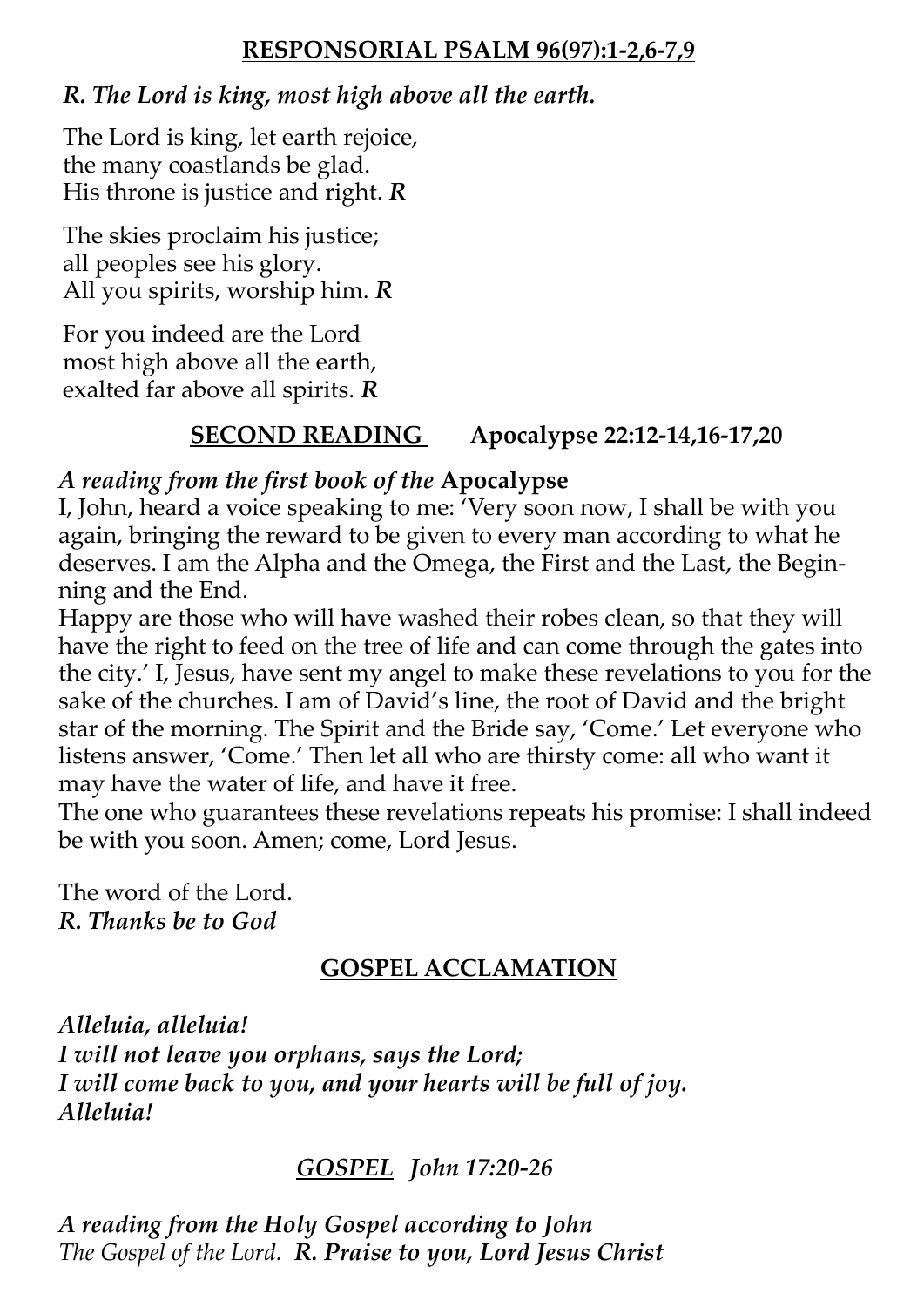## **RESPONSORIAL PSALM 96(97):1-2,6-7,9**

***R. The Lord is king, most high above all the earth.***

The Lord is king, let earth rejoice,
the many coastlands be glad.
His throne is justice and right. ***R***

The skies proclaim his justice;
all peoples see his glory.
All you spirits, worship him. ***R***

For you indeed are the Lord
most high above all the earth,
exalted far above all spirits. ***R***

## **SECOND READING** **Apocalypse 22:12-14,16-17,20**

*A reading from the first book of the* **Apocalypse**
I, John, heard a voice speaking to me: 'Very soon now, I shall be with you again, bringing the reward to be given to every man according to what he deserves. I am the Alpha and the Omega, the First and the Last, the Beginning and the End.
Happy are those who will have washed their robes clean, so that they will have the right to feed on the tree of life and can come through the gates into the city.' I, Jesus, have sent my angel to make these revelations to you for the sake of the churches. I am of David's line, the root of David and the bright star of the morning. The Spirit and the Bride say, 'Come.' Let everyone who listens answer, 'Come.' Then let all who are thirsty come: all who want it may have the water of life, and have it free.
The one who guarantees these revelations repeats his promise: I shall indeed be with you soon. Amen; come, Lord Jesus.

The word of the Lord.
***R. Thanks be to God***

## **GOSPEL ACCLAMATION**

***Alleluia, alleluia!***
***I will not leave you orphans, says the Lord;***
***I will come back to you, and your hearts will be full of joy.***
***Alleluia!***

## ***GOSPEL John 17:20-26***

***A reading from the Holy Gospel according to John***
*The Gospel of the Lord.* ***R. Praise to you, Lord Jesus Christ***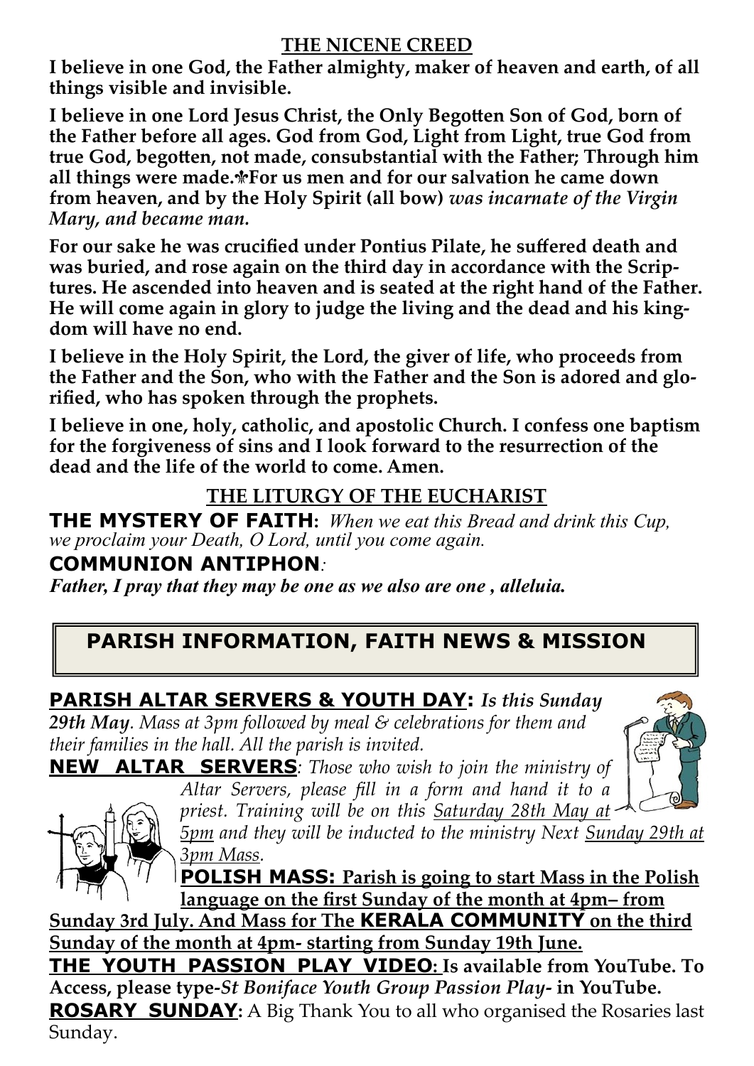## THE NICENE CREED

**I believe in one God, the Father almighty, maker of heaven and earth, of all things visible and invisible.**

**I believe in one Lord Jesus Christ, the Only Begotten Son of God, born of the Father before all ages. God from God, Light from Light, true God from true God, begotten, not made, consubstantial with the Father; Through him all things were made.✠For us men and for our salvation he came down from heaven, and by the Holy Spirit (all bow)** ***was incarnate of the Virgin Mary, and became man.***

**For our sake he was crucified under Pontius Pilate, he suffered death and was buried, and rose again on the third day in accordance with the Scriptures. He ascended into heaven and is seated at the right hand of the Father. He will come again in glory to judge the living and the dead and his kingdom will have no end.**

**I believe in the Holy Spirit, the Lord, the giver of life, who proceeds from the Father and the Son, who with the Father and the Son is adored and glorified, who has spoken through the prophets.**

**I believe in one, holy, catholic, and apostolic Church. I confess one baptism for the forgiveness of sins and I look forward to the resurrection of the dead and the life of the world to come. Amen.**

## THE LITURGY OF THE EUCHARIST

**THE MYSTERY OF FAITH:** *When we eat this Bread and drink this Cup, we proclaim your Death, O Lord, until you come again.*

**COMMUNION ANTIPHON***:*

***Father, I pray that they may be one as we also are one , alleluia.***

## PARISH INFORMATION, FAITH NEWS & MISSION

**PARISH ALTAR SERVERS & YOUTH DAY:** ***Is this Sunday 29th May****. Mass at 3pm followed by meal & celebrations for them and their families in the hall. All the parish is invited.*

**NEW ALTAR SERVERS***: Those who wish to join the ministry of Altar Servers, please fill in a form and hand it to a priest. Training will be on this Saturday 28th May at 5pm and they will be inducted to the ministry Next Sunday 29th at 3pm Mass.*

**POLISH MASS: Parish is going to start Mass in the Polish language on the first Sunday of the month at 4pm– from Sunday 3rd July. And Mass for The KERALA COMMUNITY on the third Sunday of the month at 4pm- starting from Sunday 19th June.**

**THE YOUTH PASSION PLAY VIDEO: Is available from YouTube. To Access, please type-*St Boniface Youth Group Passion Play-* in YouTube.**

**ROSARY SUNDAY:** A Big Thank You to all who organised the Rosaries last Sunday.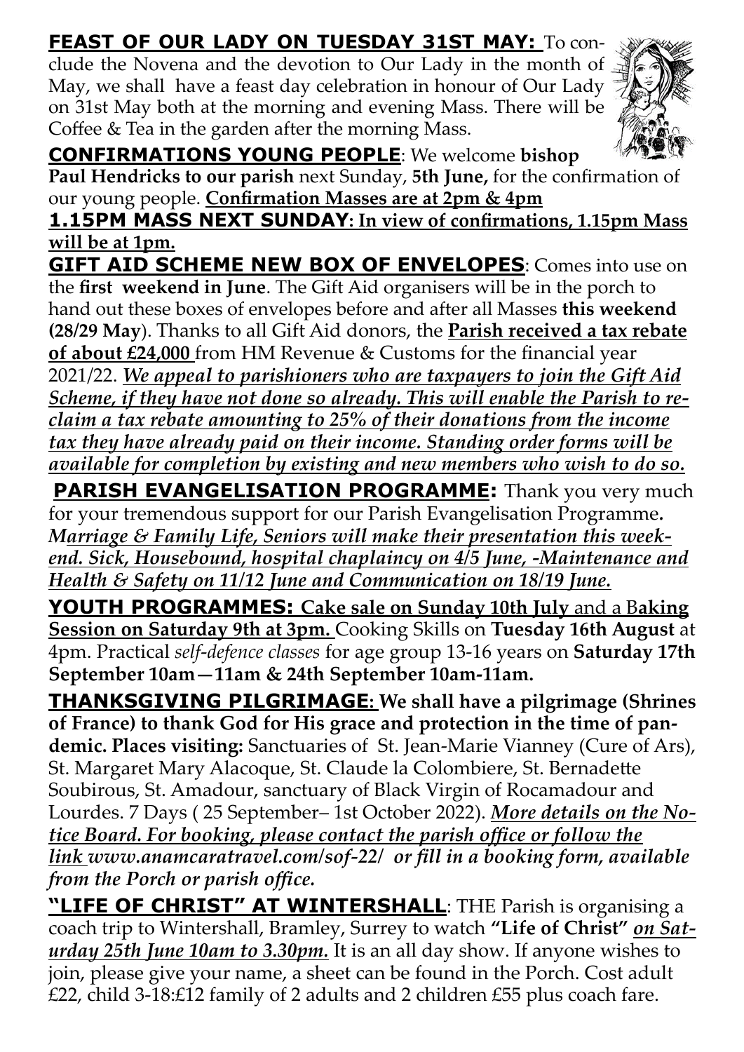**<u>FEAST OF OUR LADY ON TUESDAY 31ST MAY:</u>** To conclude the Novena and the devotion to Our Lady in the month of May, we shall have a feast day celebration in honour of Our Lady on 31st May both at the morning and evening Mass. There will be Coffee & Tea in the garden after the morning Mass.

**<u>CONFIRMATIONS YOUNG PEOPLE</u>**: We welcome **bishop Paul Hendricks to our parish** next Sunday, **5th June,** for the confirmation of our young people. **<u>Confirmation Masses are at 2pm & 4pm</u>**

**<u>1.15PM MASS NEXT SUNDAY: In view of confirmations, 1.15pm Mass will be at 1pm.</u>**

**<u>GIFT AID SCHEME NEW BOX OF ENVELOPES</u>**: Comes into use on the **first weekend in June**. The Gift Aid organisers will be in the porch to hand out these boxes of envelopes before and after all Masses **this weekend (28/29 May**). Thanks to all Gift Aid donors, the **<u>Parish received a tax rebate of about £24,000</u>** from HM Revenue & Customs for the financial year 2021/22. ***<u>We appeal to parishioners who are taxpayers to join the Gift Aid Scheme, if they have not done so already. This will enable the Parish to reclaim a tax rebate amounting to 25% of their donations from the income tax they have already paid on their income. Standing order forms will be available for completion by existing and new members who wish to do so.</u>***

**<u>PARISH EVANGELISATION PROGRAMME</u>:** Thank you very much for your tremendous support for our Parish Evangelisation Programme. *<u>Marriage & Family Life, Seniors will make their presentation this weekend. Sick, Housebound, hospital chaplaincy on 4/5 June, -Maintenance and Health & Safety on 11/12 June and Communication on 18/19 June.</u>*

**<u>YOUTH PROGRAMMES:</u> <u>Cake sale on Sunday 10th July</u>** and a B**<u>aking Session on Saturday 9th at 3pm.</u>** Cooking Skills on **Tuesday 16th August** at 4pm. Practical *self-defence classes* for age group 13-16 years on **Saturday 17th September 10am—11am & 24th September 10am-11am.**

**<u>THANKSGIVING PILGRIMAGE</u>: We shall have a pilgrimage (Shrines of France) to thank God for His grace and protection in the time of pandemic. Places visiting:** Sanctuaries of St. Jean-Marie Vianney (Cure of Ars), St. Margaret Mary Alacoque, St. Claude la Colombiere, St. Bernadette Soubirous, St. Amadour, sanctuary of Black Virgin of Rocamadour and Lourdes. 7 Days ( 25 September– 1st October 2022). ***<u>More details on the Notice Board. For booking, please contact the parish office or follow the link</u> www.anamcaratravel.com/sof-22/ or fill in a booking form, available from the Porch or parish office.***

**<u>"LIFE OF CHRIST" AT WINTERSHALL</u>**: THE Parish is organising a coach trip to Wintershall, Bramley, Surrey to watch **"Life of Christ"** ***<u>on Saturday 25th June 10am to 3.30pm.</u>*** It is an all day show. If anyone wishes to join, please give your name, a sheet can be found in the Porch. Cost adult £22, child 3-18:£12 family of 2 adults and 2 children £55 plus coach fare.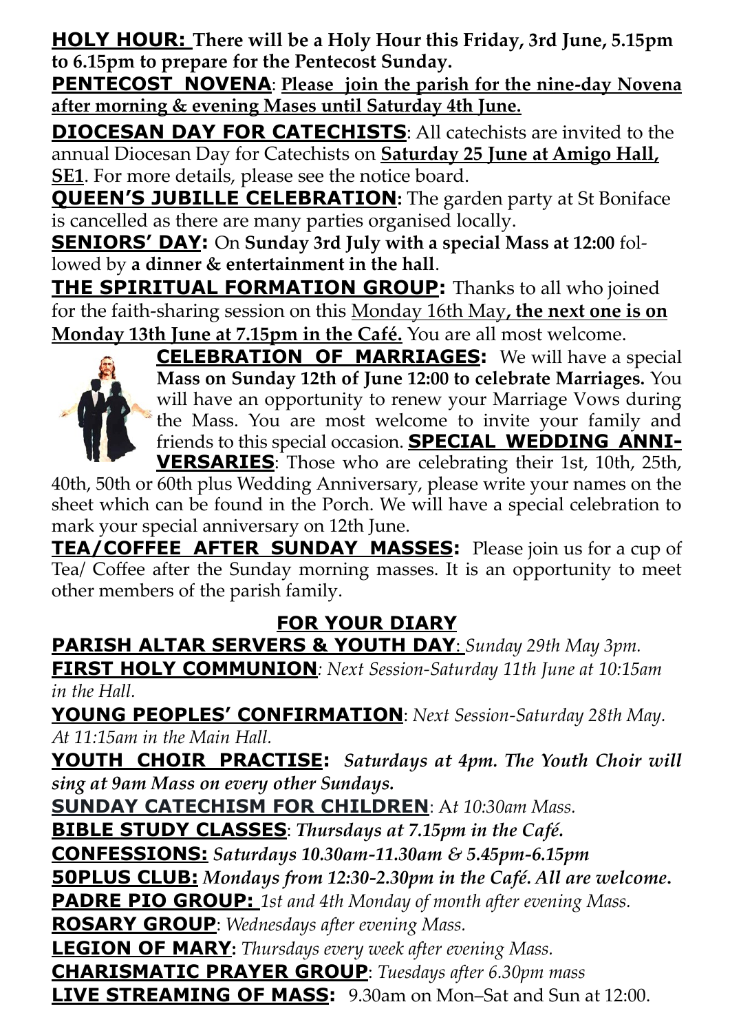**HOLY HOUR:** **There will be a Holy Hour this Friday, 3rd June, 5.15pm to 6.15pm to prepare for the Pentecost Sunday.**

**PENTECOST NOVENA**: **Please join the parish for the nine-day Novena after morning & evening Mases until Saturday 4th June.**

**DIOCESAN DAY FOR CATECHISTS**: All catechists are invited to the annual Diocesan Day for Catechists on **Saturday 25 June at Amigo Hall, SE1**. For more details, please see the notice board.

**QUEEN'S JUBILLE CELEBRATION:** The garden party at St Boniface is cancelled as there are many parties organised locally.

**SENIORS' DAY:** On **Sunday 3rd July with a special Mass at 12:00** followed by **a dinner & entertainment in the hall**.

**THE SPIRITUAL FORMATION GROUP:** Thanks to all who joined for the faith-sharing session on this Monday 16th May**, the next one is on Monday 13th June at 7.15pm in the Café.** You are all most welcome.

**CELEBRATION OF MARRIAGES:** We will have a special **Mass on Sunday 12th of June 12:00 to celebrate Marriages.** You will have an opportunity to renew your Marriage Vows during the Mass. You are most welcome to invite your family and friends to this special occasion. **SPECIAL WEDDING ANNIVERSARIES**: Those who are celebrating their 1st, 10th, 25th, 40th, 50th or 60th plus Wedding Anniversary, please write your names on the sheet which can be found in the Porch. We will have a special celebration to mark your special anniversary on 12th June.

**TEA/COFFEE AFTER SUNDAY MASSES:** Please join us for a cup of Tea/ Coffee after the Sunday morning masses. It is an opportunity to meet other members of the parish family.

## FOR YOUR DIARY

**PARISH ALTAR SERVERS & YOUTH DAY**: *Sunday 29th May 3pm.*

**FIRST HOLY COMMUNION***: Next Session-Saturday 11th June at 10:15am in the Hall.*

**YOUNG PEOPLES' CONFIRMATION**: *Next Session-Saturday 28th May. At 11:15am in the Main Hall.*

**YOUTH CHOIR PRACTISE:** ***Saturdays at 4pm. The Youth Choir will sing at 9am Mass on every other Sundays.***

**SUNDAY CATECHISM FOR CHILDREN**: A*t 10:30am Mass.*

**BIBLE STUDY CLASSES**: ***Thursdays at 7.15pm in the Café.***

**CONFESSIONS:** ***Saturdays 10.30am-11.30am & 5.45pm-6.15pm***

**50PLUS CLUB:** ***Mondays from 12:30-2.30pm in the Café. All are welcome.***

**PADRE PIO GROUP:** *1st and 4th Monday of month after evening Mass.*

**ROSARY GROUP**: *Wednesdays after evening Mass.*

**LEGION OF MARY:** *Thursdays every week after evening Mass.*

**CHARISMATIC PRAYER GROUP**: *Tuesdays after 6.30pm mass*

**LIVE STREAMING OF MASS:** 9.30am on Mon–Sat and Sun at 12:00.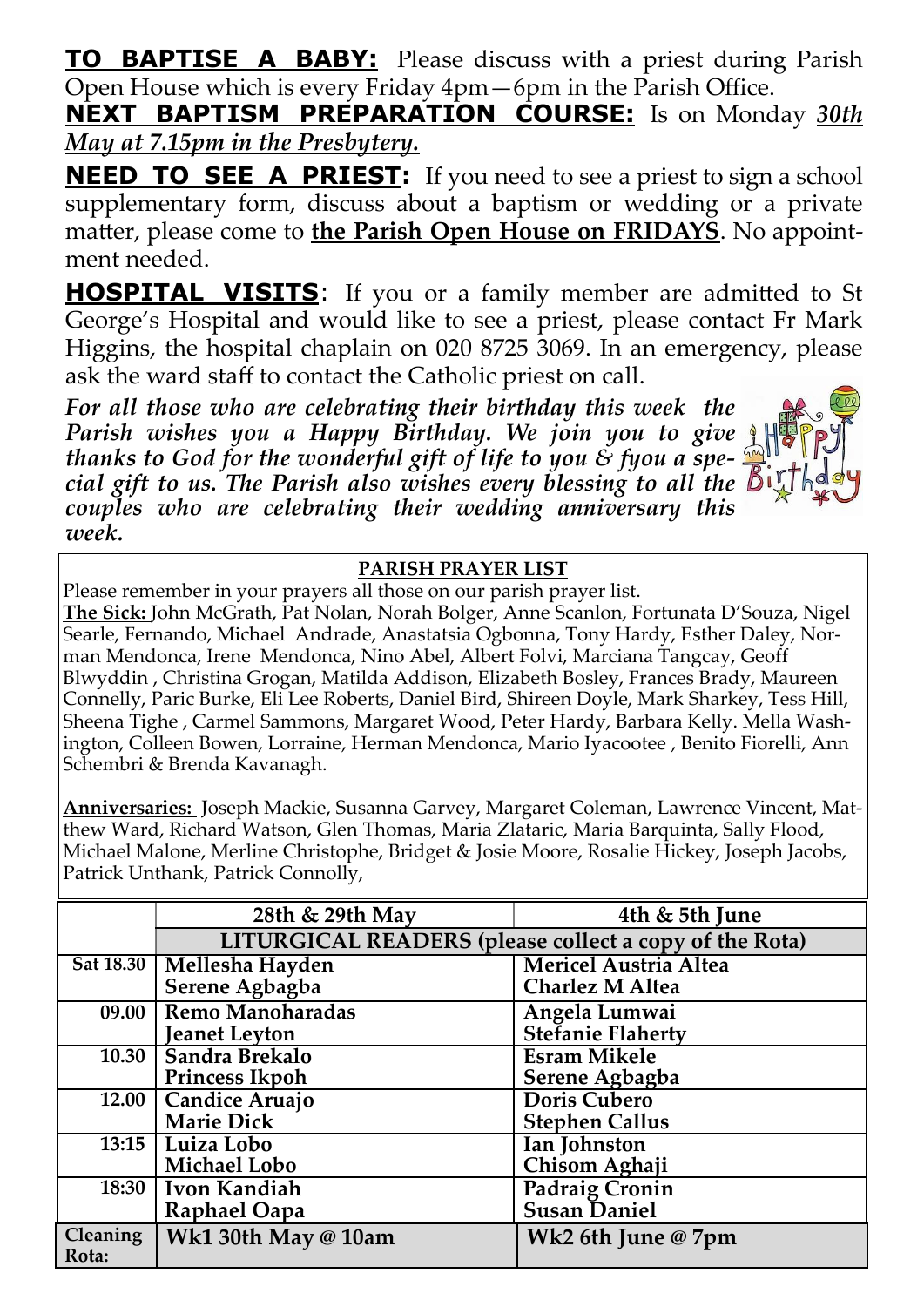**TO BAPTISE A BABY:** Please discuss with a priest during Parish Open House which is every Friday 4pm—6pm in the Parish Office.

**NEXT BAPTISM PREPARATION COURSE:** Is on Monday ***30th May at 7.15pm in the Presbytery.***

**NEED TO SEE A PRIEST:** If you need to see a priest to sign a school supplementary form, discuss about a baptism or wedding or a private matter, please come to **the Parish Open House on FRIDAYS**. No appointment needed.

**HOSPITAL VISITS**: If you or a family member are admitted to St George's Hospital and would like to see a priest, please contact Fr Mark Higgins, the hospital chaplain on 020 8725 3069. In an emergency, please ask the ward staff to contact the Catholic priest on call.

***For all those who are celebrating their birthday this week the Parish wishes you a Happy Birthday. We join you to give thanks to God for the wonderful gift of life to you & fyou a special gift to us. The Parish also wishes every blessing to all the couples who are celebrating their wedding anniversary this week.***

**PARISH PRAYER LIST**

Please remember in your prayers all those on our parish prayer list.

**The Sick:** John McGrath, Pat Nolan, Norah Bolger, Anne Scanlon, Fortunata D'Souza, Nigel Searle, Fernando, Michael Andrade, Anastatsia Ogbonna, Tony Hardy, Esther Daley, Norman Mendonca, Irene Mendonca, Nino Abel, Albert Folvi, Marciana Tangcay, Geoff Blwyddin , Christina Grogan, Matilda Addison, Elizabeth Bosley, Frances Brady, Maureen Connelly, Paric Burke, Eli Lee Roberts, Daniel Bird, Shireen Doyle, Mark Sharkey, Tess Hill, Sheena Tighe , Carmel Sammons, Margaret Wood, Peter Hardy, Barbara Kelly. Mella Washington, Colleen Bowen, Lorraine, Herman Mendonca, Mario Iyacootee , Benito Fiorelli, Ann Schembri & Brenda Kavanagh.

**Anniversaries:** Joseph Mackie, Susanna Garvey, Margaret Coleman, Lawrence Vincent, Matthew Ward, Richard Watson, Glen Thomas, Maria Zlataric, Maria Barquinta, Sally Flood, Michael Malone, Merline Christophe, Bridget & Josie Moore, Rosalie Hickey, Joseph Jacobs, Patrick Unthank, Patrick Connolly,

| | 28th & 29th May | 4th & 5th June |
|---|---|---|
| | **LITURGICAL READERS (please collect a copy of the Rota)** | |
| Sat 18.30 | Mellesha Hayden<br>Serene Agbagba | Mericel Austria Altea<br>Charlez M Altea |
| 09.00 | Remo Manoharadas<br>Jeanet Leyton | Angela Lumwai<br>Stefanie Flaherty |
| 10.30 | Sandra Brekalo<br>Princess Ikpoh | Esram Mikele<br>Serene Agbagba |
| 12.00 | Candice Aruajo<br>Marie Dick | Doris Cubero<br>Stephen Callus |
| 13:15 | Luiza Lobo<br>Michael Lobo | Ian Johnston<br>Chisom Aghaji |
| 18:30 | Ivon Kandiah<br>Raphael Oapa | Padraig Cronin<br>Susan Daniel |
| Cleaning Rota: | Wk1 30th May @ 10am | Wk2 6th June @ 7pm |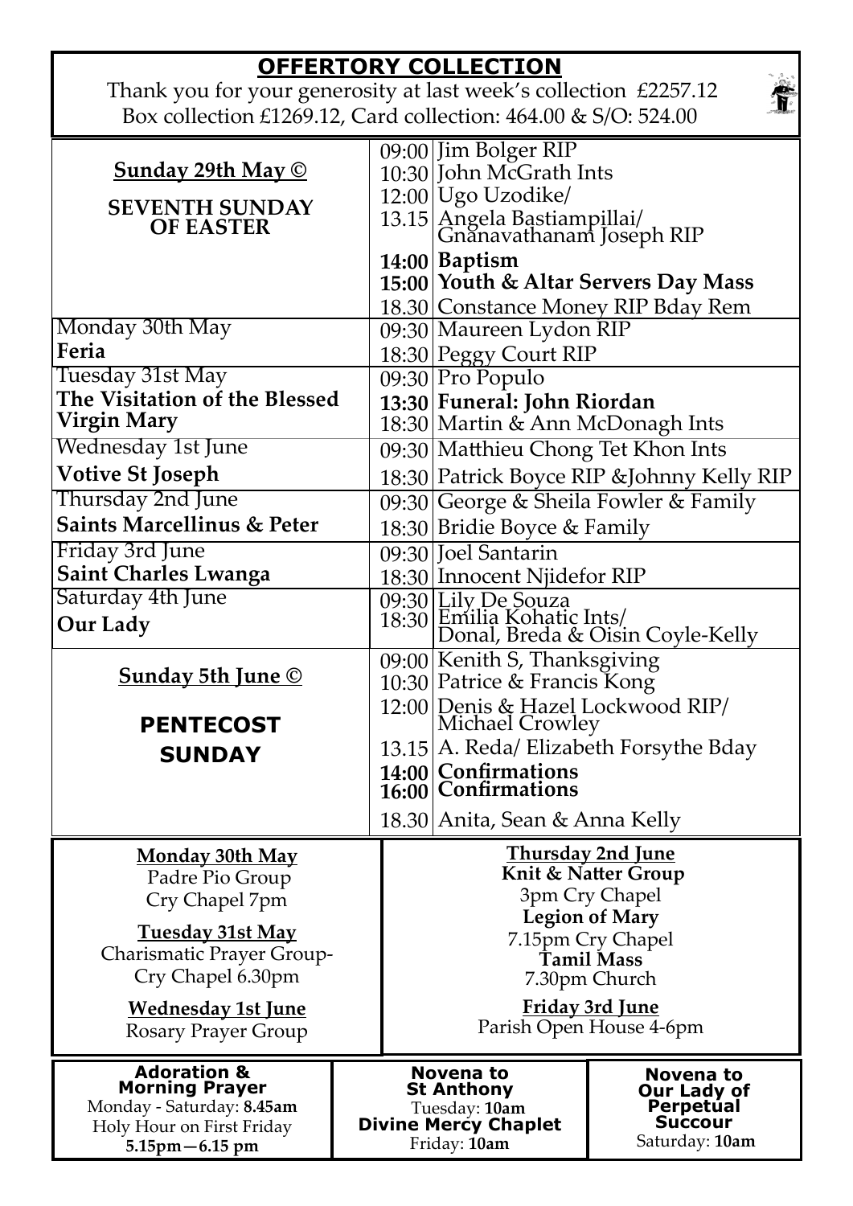## OFFERTORY COLLECTION

Thank you for your generosity at last week's collection £2257.12
Box collection £1269.12, Card collection: 464.00 & S/O: 524.00

| | | |
|---|---|---|
| **Sunday 29th May ©** **SEVENTH SUNDAY OF EASTER** | 09:00 | Jim Bolger RIP |
| | 10:30 | John McGrath Ints |
| | 12:00 | Ugo Uzodike/ |
| | 13.15 | Angela Bastiampillai/ Gnanavathanam Joseph RIP |
| | **14:00** | **Baptism** |
| | **15:00** | **Youth & Altar Servers Day Mass** |
| | 18.30 | Constance Money RIP Bday Rem |
| Monday 30th May **Feria** | 09:30 | Maureen Lydon RIP |
| | 18:30 | Peggy Court RIP |
| Tuesday 31st May **The Visitation of the Blessed Virgin Mary** | 09:30 | Pro Populo |
| | **13:30** | **Funeral: John Riordan** |
| | 18:30 | Martin & Ann McDonagh Ints |
| Wednesday 1st June **Votive St Joseph** | 09:30 | Matthieu Chong Tet Khon Ints |
| | 18:30 | Patrick Boyce RIP &Johnny Kelly RIP |
| Thursday 2nd June **Saints Marcellinus & Peter** | 09:30 | George & Sheila Fowler & Family |
| | 18:30 | Bridie Boyce & Family |
| Friday 3rd June **Saint Charles Lwanga** | 09:30 | Joel Santarin |
| | 18:30 | Innocent Njidefor RIP |
| Saturday 4th June **Our Lady** | 09:30 | Lily De Souza |
| | 18:30 | Emilia Kohatic Ints/ Donal, Breda & Oisin Coyle-Kelly |
| **Sunday 5th June ©** **PENTECOST SUNDAY** | 09:00 | Kenith S, Thanksgiving |
| | 10:30 | Patrice & Francis Kong |
| | 12:00 | Denis & Hazel Lockwood RIP/ Michael Crowley |
| | 13.15 | A. Reda/ Elizabeth Forsythe Bday |
| | **14:00** | **Confirmations** |
| | **16:00** | **Confirmations** |
| | 18.30 | Anita, Sean & Anna Kelly |

**Monday 30th May**
Padre Pio Group
Cry Chapel 7pm

**Tuesday 31st May**
Charismatic Prayer Group-
Cry Chapel 6.30pm

**Wednesday 1st June**
Rosary Prayer Group

**Thursday 2nd June**
**Knit & Natter Group**
3pm Cry Chapel
**Legion of Mary**
7.15pm Cry Chapel
**Tamil Mass**
7.30pm Church

**Friday 3rd June**
Parish Open House 4-6pm

**Adoration & Morning Prayer**
Monday - Saturday: **8.45am**
Holy Hour on First Friday
**5.15pm—6.15 pm**

**Novena to St Anthony**
Tuesday: **10am**
**Divine Mercy Chaplet**
Friday: **10am**

**Novena to Our Lady of Perpetual Succour**
Saturday: **10am**